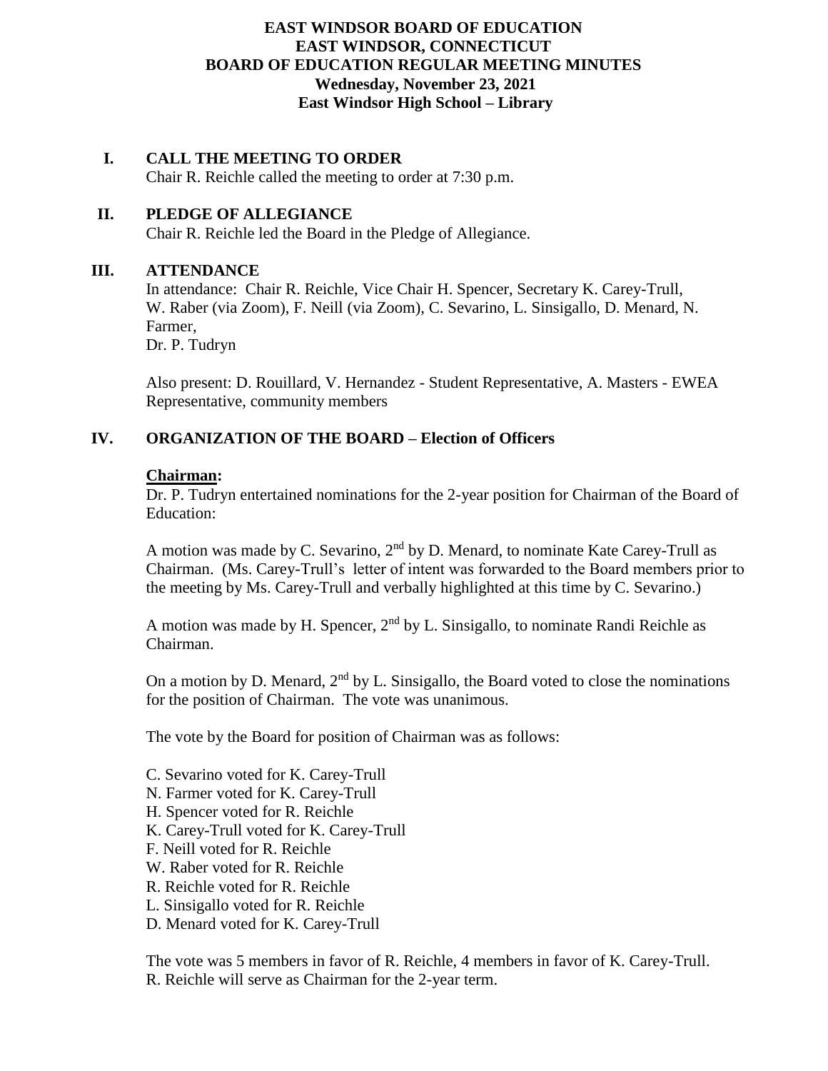# EAST WINDSOR BOARD OF EDUCATION
# EAST WINDSOR, CONNECTICUT
# BOARD OF EDUCATION REGULAR MEETING MINUTES
**Wednesday, November 23, 2021**
**East Windsor High School – Library**

## I. CALL THE MEETING TO ORDER

Chair R. Reichle called the meeting to order at 7:30 p.m.

## II. PLEDGE OF ALLEGIANCE

Chair R. Reichle led the Board in the Pledge of Allegiance.

## III. ATTENDANCE

In attendance: Chair R. Reichle, Vice Chair H. Spencer, Secretary K. Carey-Trull, W. Raber (via Zoom), F. Neill (via Zoom), C. Sevarino, L. Sinsigallo, D. Menard, N. Farmer,
Dr. P. Tudryn

Also present: D. Rouillard, V. Hernandez - Student Representative, A. Masters - EWEA Representative, community members

## IV. ORGANIZATION OF THE BOARD – Election of Officers

### Chairman:

Dr. P. Tudryn entertained nominations for the 2-year position for Chairman of the Board of Education:

A motion was made by C. Sevarino, 2nd by D. Menard, to nominate Kate Carey-Trull as Chairman. (Ms. Carey-Trull's letter of intent was forwarded to the Board members prior to the meeting by Ms. Carey-Trull and verbally highlighted at this time by C. Sevarino.)

A motion was made by H. Spencer, 2nd by L. Sinsigallo, to nominate Randi Reichle as Chairman.

On a motion by D. Menard, 2nd by L. Sinsigallo, the Board voted to close the nominations for the position of Chairman. The vote was unanimous.

The vote by the Board for position of Chairman was as follows:

C. Sevarino voted for K. Carey-Trull
N. Farmer voted for K. Carey-Trull
H. Spencer voted for R. Reichle
K. Carey-Trull voted for K. Carey-Trull
F. Neill voted for R. Reichle
W. Raber voted for R. Reichle
R. Reichle voted for R. Reichle
L. Sinsigallo voted for R. Reichle
D. Menard voted for K. Carey-Trull

The vote was 5 members in favor of R. Reichle, 4 members in favor of K. Carey-Trull. R. Reichle will serve as Chairman for the 2-year term.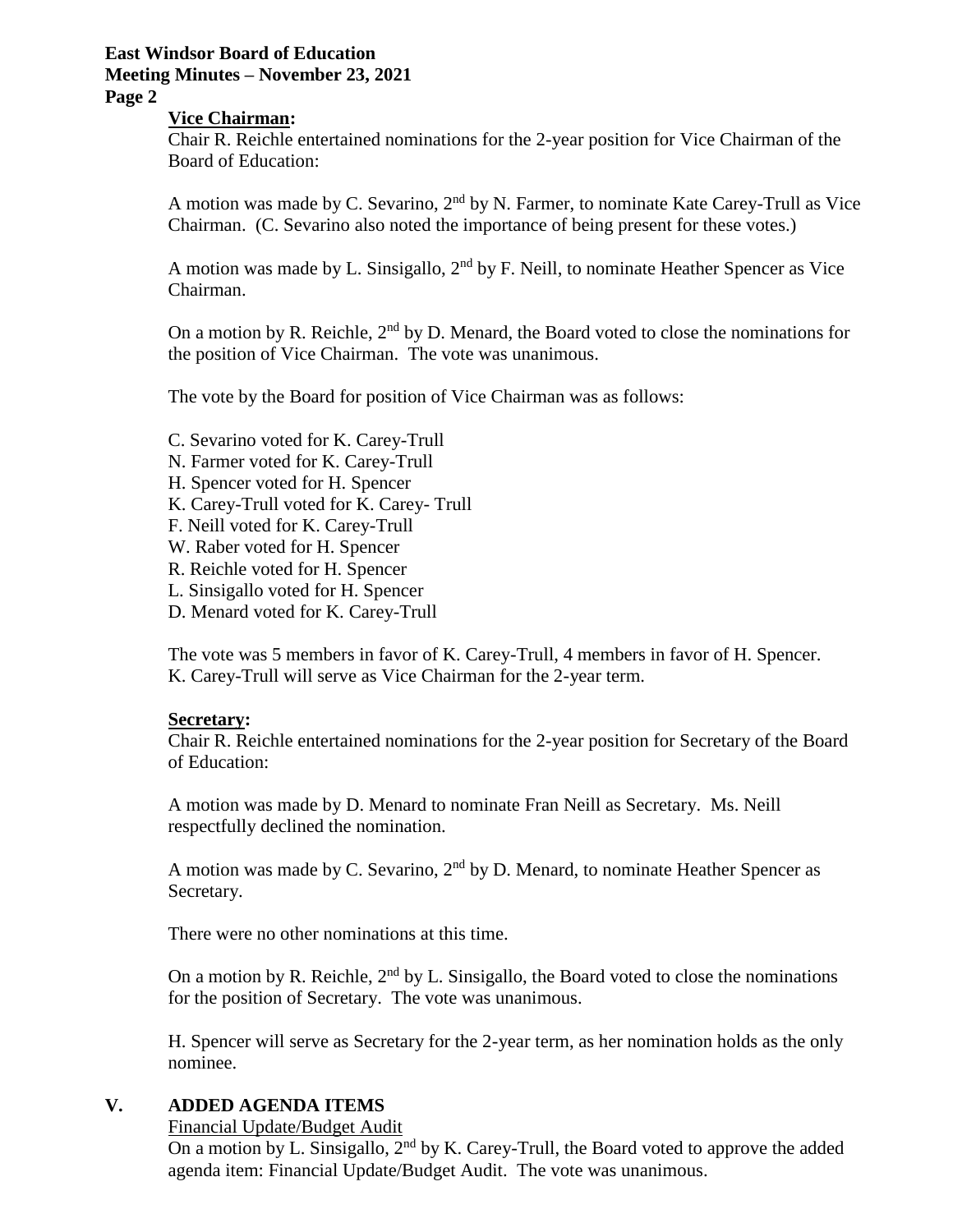**Vice Chairman:**

Chair R. Reichle entertained nominations for the 2-year position for Vice Chairman of the Board of Education:

A motion was made by C. Sevarino, 2nd by N. Farmer, to nominate Kate Carey-Trull as Vice Chairman. (C. Sevarino also noted the importance of being present for these votes.)

A motion was made by L. Sinsigallo, 2nd by F. Neill, to nominate Heather Spencer as Vice Chairman.

On a motion by R. Reichle, 2nd by D. Menard, the Board voted to close the nominations for the position of Vice Chairman. The vote was unanimous.

The vote by the Board for position of Vice Chairman was as follows:

C. Sevarino voted for K. Carey-Trull
N. Farmer voted for K. Carey-Trull
H. Spencer voted for H. Spencer
K. Carey-Trull voted for K. Carey- Trull
F. Neill voted for K. Carey-Trull
W. Raber voted for H. Spencer
R. Reichle voted for H. Spencer
L. Sinsigallo voted for H. Spencer
D. Menard voted for K. Carey-Trull

The vote was 5 members in favor of K. Carey-Trull, 4 members in favor of H. Spencer. K. Carey-Trull will serve as Vice Chairman for the 2-year term.

**Secretary:**

Chair R. Reichle entertained nominations for the 2-year position for Secretary of the Board of Education:

A motion was made by D. Menard to nominate Fran Neill as Secretary. Ms. Neill respectfully declined the nomination.

A motion was made by C. Sevarino, 2nd by D. Menard, to nominate Heather Spencer as Secretary.

There were no other nominations at this time.

On a motion by R. Reichle, 2nd by L. Sinsigallo, the Board voted to close the nominations for the position of Secretary. The vote was unanimous.

H. Spencer will serve as Secretary for the 2-year term, as her nomination holds as the only nominee.

## V. ADDED AGENDA ITEMS

Financial Update/Budget Audit

On a motion by L. Sinsigallo, 2nd by K. Carey-Trull, the Board voted to approve the added agenda item: Financial Update/Budget Audit. The vote was unanimous.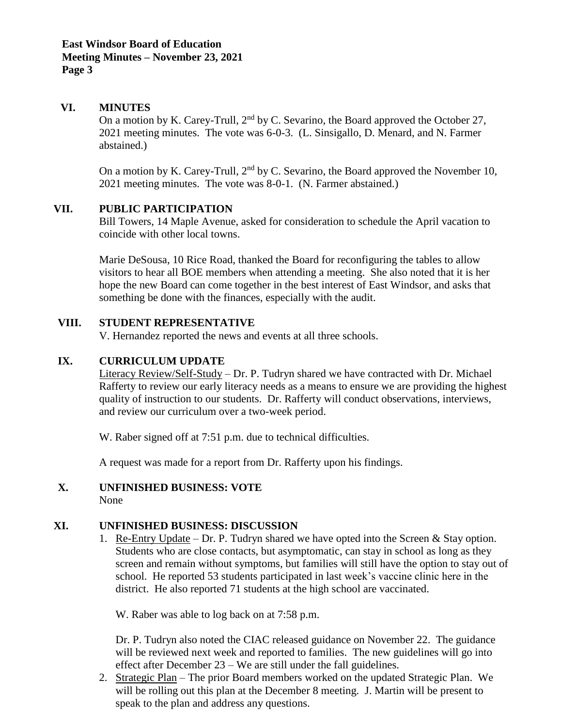## VI. MINUTES

On a motion by K. Carey-Trull, 2nd by C. Sevarino, the Board approved the October 27, 2021 meeting minutes. The vote was 6-0-3. (L. Sinsigallo, D. Menard, and N. Farmer abstained.)

On a motion by K. Carey-Trull, 2nd by C. Sevarino, the Board approved the November 10, 2021 meeting minutes. The vote was 8-0-1. (N. Farmer abstained.)

## VII. PUBLIC PARTICIPATION

Bill Towers, 14 Maple Avenue, asked for consideration to schedule the April vacation to coincide with other local towns.

Marie DeSousa, 10 Rice Road, thanked the Board for reconfiguring the tables to allow visitors to hear all BOE members when attending a meeting. She also noted that it is her hope the new Board can come together in the best interest of East Windsor, and asks that something be done with the finances, especially with the audit.

## VIII. STUDENT REPRESENTATIVE

V. Hernandez reported the news and events at all three schools.

## IX. CURRICULUM UPDATE

Literacy Review/Self-Study – Dr. P. Tudryn shared we have contracted with Dr. Michael Rafferty to review our early literacy needs as a means to ensure we are providing the highest quality of instruction to our students. Dr. Rafferty will conduct observations, interviews, and review our curriculum over a two-week period.

W. Raber signed off at 7:51 p.m. due to technical difficulties.

A request was made for a report from Dr. Rafferty upon his findings.

## X. UNFINISHED BUSINESS: VOTE

None

## XI. UNFINISHED BUSINESS: DISCUSSION

1. Re-Entry Update – Dr. P. Tudryn shared we have opted into the Screen & Stay option. Students who are close contacts, but asymptomatic, can stay in school as long as they screen and remain without symptoms, but families will still have the option to stay out of school. He reported 53 students participated in last week's vaccine clinic here in the district. He also reported 71 students at the high school are vaccinated.

   W. Raber was able to log back on at 7:58 p.m.

   Dr. P. Tudryn also noted the CIAC released guidance on November 22. The guidance will be reviewed next week and reported to families. The new guidelines will go into effect after December 23 – We are still under the fall guidelines.

2. Strategic Plan – The prior Board members worked on the updated Strategic Plan. We will be rolling out this plan at the December 8 meeting. J. Martin will be present to speak to the plan and address any questions.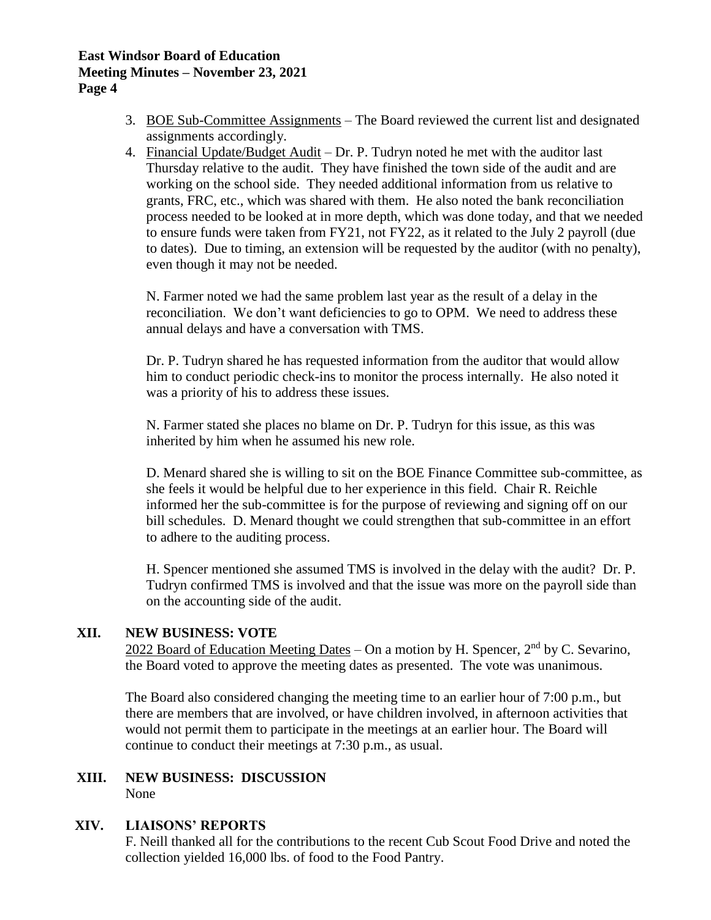3. BOE Sub-Committee Assignments – The Board reviewed the current list and designated assignments accordingly.
4. Financial Update/Budget Audit – Dr. P. Tudryn noted he met with the auditor last Thursday relative to the audit. They have finished the town side of the audit and are working on the school side. They needed additional information from us relative to grants, FRC, etc., which was shared with them. He also noted the bank reconciliation process needed to be looked at in more depth, which was done today, and that we needed to ensure funds were taken from FY21, not FY22, as it related to the July 2 payroll (due to dates). Due to timing, an extension will be requested by the auditor (with no penalty), even though it may not be needed.

   N. Farmer noted we had the same problem last year as the result of a delay in the reconciliation. We don't want deficiencies to go to OPM. We need to address these annual delays and have a conversation with TMS.

   Dr. P. Tudryn shared he has requested information from the auditor that would allow him to conduct periodic check-ins to monitor the process internally. He also noted it was a priority of his to address these issues.

   N. Farmer stated she places no blame on Dr. P. Tudryn for this issue, as this was inherited by him when he assumed his new role.

   D. Menard shared she is willing to sit on the BOE Finance Committee sub-committee, as she feels it would be helpful due to her experience in this field. Chair R. Reichle informed her the sub-committee is for the purpose of reviewing and signing off on our bill schedules. D. Menard thought we could strengthen that sub-committee in an effort to adhere to the auditing process.

   H. Spencer mentioned she assumed TMS is involved in the delay with the audit? Dr. P. Tudryn confirmed TMS is involved and that the issue was more on the payroll side than on the accounting side of the audit.

## XII. NEW BUSINESS: VOTE

2022 Board of Education Meeting Dates – On a motion by H. Spencer, 2nd by C. Sevarino, the Board voted to approve the meeting dates as presented. The vote was unanimous.

The Board also considered changing the meeting time to an earlier hour of 7:00 p.m., but there are members that are involved, or have children involved, in afternoon activities that would not permit them to participate in the meetings at an earlier hour. The Board will continue to conduct their meetings at 7:30 p.m., as usual.

## XIII. NEW BUSINESS: DISCUSSION

None

## XIV. LIAISONS' REPORTS

F. Neill thanked all for the contributions to the recent Cub Scout Food Drive and noted the collection yielded 16,000 lbs. of food to the Food Pantry.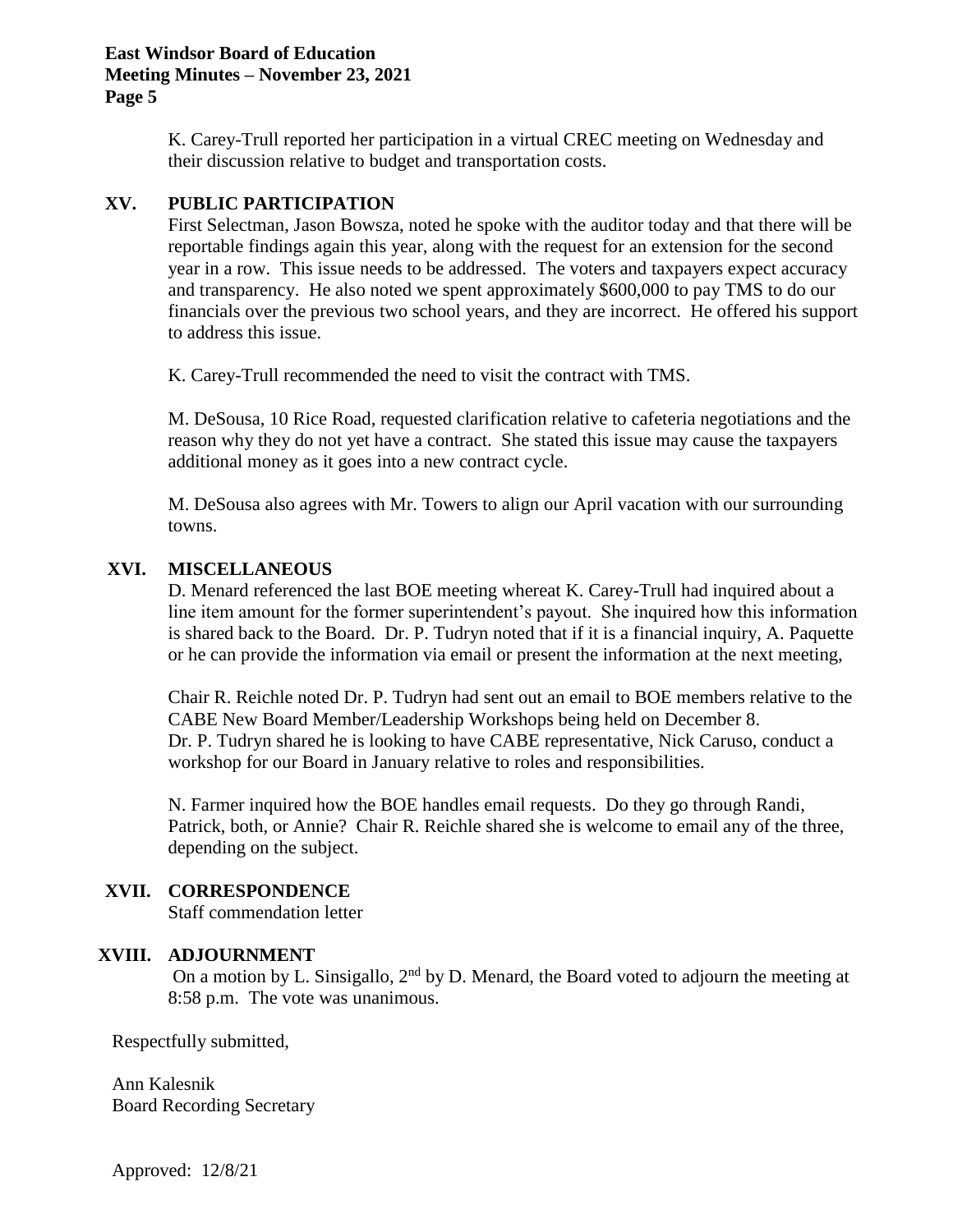K. Carey-Trull reported her participation in a virtual CREC meeting on Wednesday and their discussion relative to budget and transportation costs.

## XV. PUBLIC PARTICIPATION

First Selectman, Jason Bowsza, noted he spoke with the auditor today and that there will be reportable findings again this year, along with the request for an extension for the second year in a row. This issue needs to be addressed. The voters and taxpayers expect accuracy and transparency. He also noted we spent approximately $600,000 to pay TMS to do our financials over the previous two school years, and they are incorrect. He offered his support to address this issue.

K. Carey-Trull recommended the need to visit the contract with TMS.

M. DeSousa, 10 Rice Road, requested clarification relative to cafeteria negotiations and the reason why they do not yet have a contract. She stated this issue may cause the taxpayers additional money as it goes into a new contract cycle.

M. DeSousa also agrees with Mr. Towers to align our April vacation with our surrounding towns.

## XVI. MISCELLANEOUS

D. Menard referenced the last BOE meeting whereat K. Carey-Trull had inquired about a line item amount for the former superintendent's payout. She inquired how this information is shared back to the Board. Dr. P. Tudryn noted that if it is a financial inquiry, A. Paquette or he can provide the information via email or present the information at the next meeting,

Chair R. Reichle noted Dr. P. Tudryn had sent out an email to BOE members relative to the CABE New Board Member/Leadership Workshops being held on December 8.
Dr. P. Tudryn shared he is looking to have CABE representative, Nick Caruso, conduct a workshop for our Board in January relative to roles and responsibilities.

N. Farmer inquired how the BOE handles email requests. Do they go through Randi, Patrick, both, or Annie? Chair R. Reichle shared she is welcome to email any of the three, depending on the subject.

## XVII. CORRESPONDENCE

Staff commendation letter

## XVIII. ADJOURNMENT

On a motion by L. Sinsigallo, 2nd by D. Menard, the Board voted to adjourn the meeting at 8:58 p.m. The vote was unanimous.

Respectfully submitted,

Ann Kalesnik
Board Recording Secretary

Approved: 12/8/21